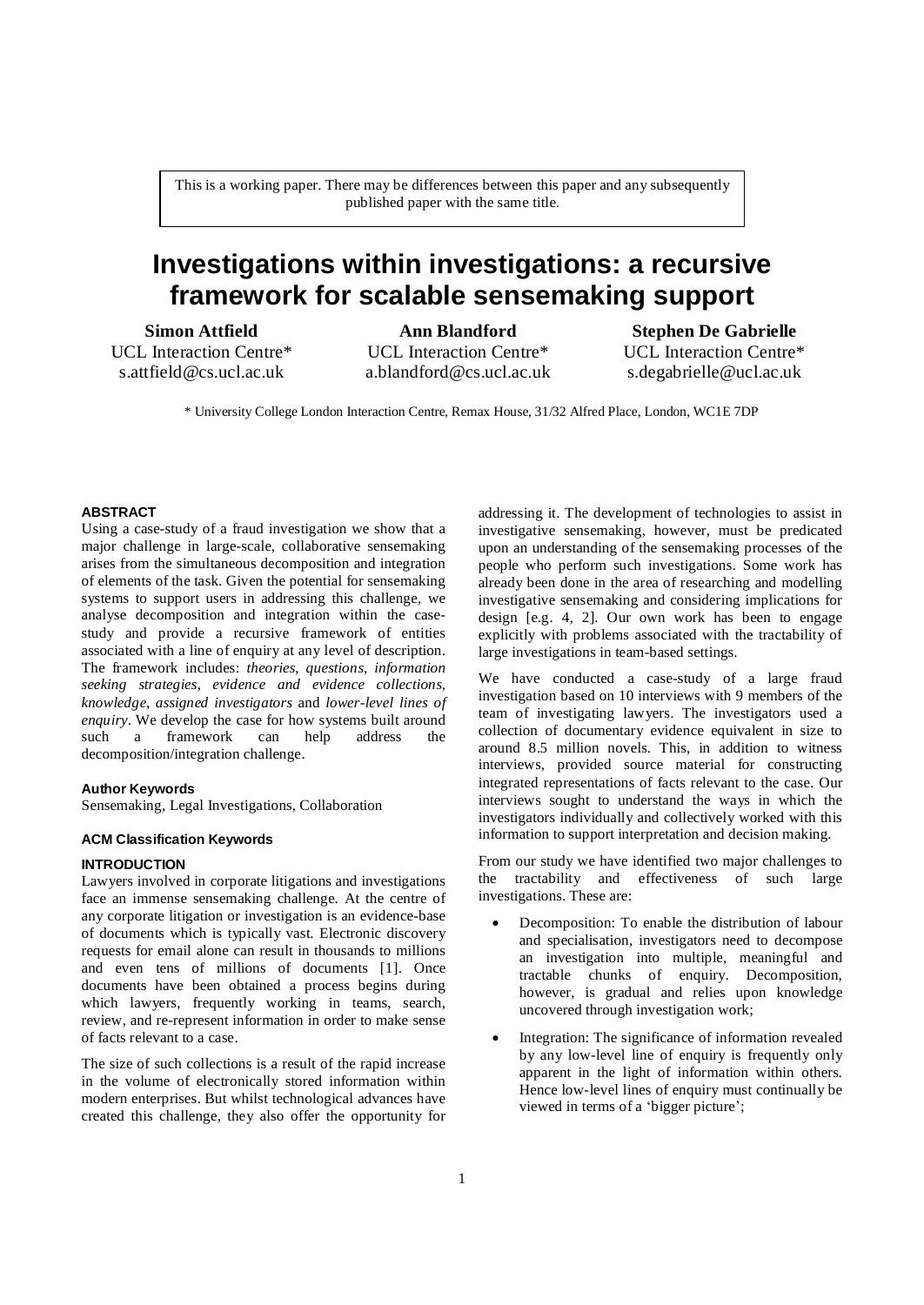This is a working paper. There may be differences between this paper and any subsequently published paper with the same title.

# Investigations within investigations: a recursive framework for scalable sensemaking support

**Simon Attfield**
UCL Interaction Centre*
s.attfield@cs.ucl.ac.uk

**Ann Blandford**
UCL Interaction Centre*
a.blandford@cs.ucl.ac.uk

**Stephen De Gabrielle**
UCL Interaction Centre*
s.degabrielle@ucl.ac.uk

\* University College London Interaction Centre, Remax House, 31/32 Alfred Place, London, WC1E 7DP

## ABSTRACT

Using a case-study of a fraud investigation we show that a major challenge in large-scale, collaborative sensemaking arises from the simultaneous decomposition and integration of elements of the task. Given the potential for sensemaking systems to support users in addressing this challenge, we analyse decomposition and integration within the case-study and provide a recursive framework of entities associated with a line of enquiry at any level of description. The framework includes: *theories*, *questions*, *information seeking strategies*, *evidence and evidence collections*, *knowledge*, *assigned investigators* and *lower-level lines of enquiry*. We develop the case for how systems built around such a framework can help address the decomposition/integration challenge.

### Author Keywords

Sensemaking, Legal Investigations, Collaboration

### ACM Classification Keywords

## INTRODUCTION

Lawyers involved in corporate litigations and investigations face an immense sensemaking challenge. At the centre of any corporate litigation or investigation is an evidence-base of documents which is typically vast. Electronic discovery requests for email alone can result in thousands to millions and even tens of millions of documents [1]. Once documents have been obtained a process begins during which lawyers, frequently working in teams, search, review, and re-represent information in order to make sense of facts relevant to a case.

The size of such collections is a result of the rapid increase in the volume of electronically stored information within modern enterprises. But whilst technological advances have created this challenge, they also offer the opportunity for addressing it. The development of technologies to assist in investigative sensemaking, however, must be predicated upon an understanding of the sensemaking processes of the people who perform such investigations. Some work has already been done in the area of researching and modelling investigative sensemaking and considering implications for design [e.g. 4, 2]. Our own work has been to engage explicitly with problems associated with the tractability of large investigations in team-based settings.

We have conducted a case-study of a large fraud investigation based on 10 interviews with 9 members of the team of investigating lawyers. The investigators used a collection of documentary evidence equivalent in size to around 8.5 million novels. This, in addition to witness interviews, provided source material for constructing integrated representations of facts relevant to the case. Our interviews sought to understand the ways in which the investigators individually and collectively worked with this information to support interpretation and decision making.

From our study we have identified two major challenges to the tractability and effectiveness of such large investigations. These are:

- Decomposition: To enable the distribution of labour and specialisation, investigators need to decompose an investigation into multiple, meaningful and tractable chunks of enquiry. Decomposition, however, is gradual and relies upon knowledge uncovered through investigation work;
- Integration: The significance of information revealed by any low-level line of enquiry is frequently only apparent in the light of information within others. Hence low-level lines of enquiry must continually be viewed in terms of a 'bigger picture';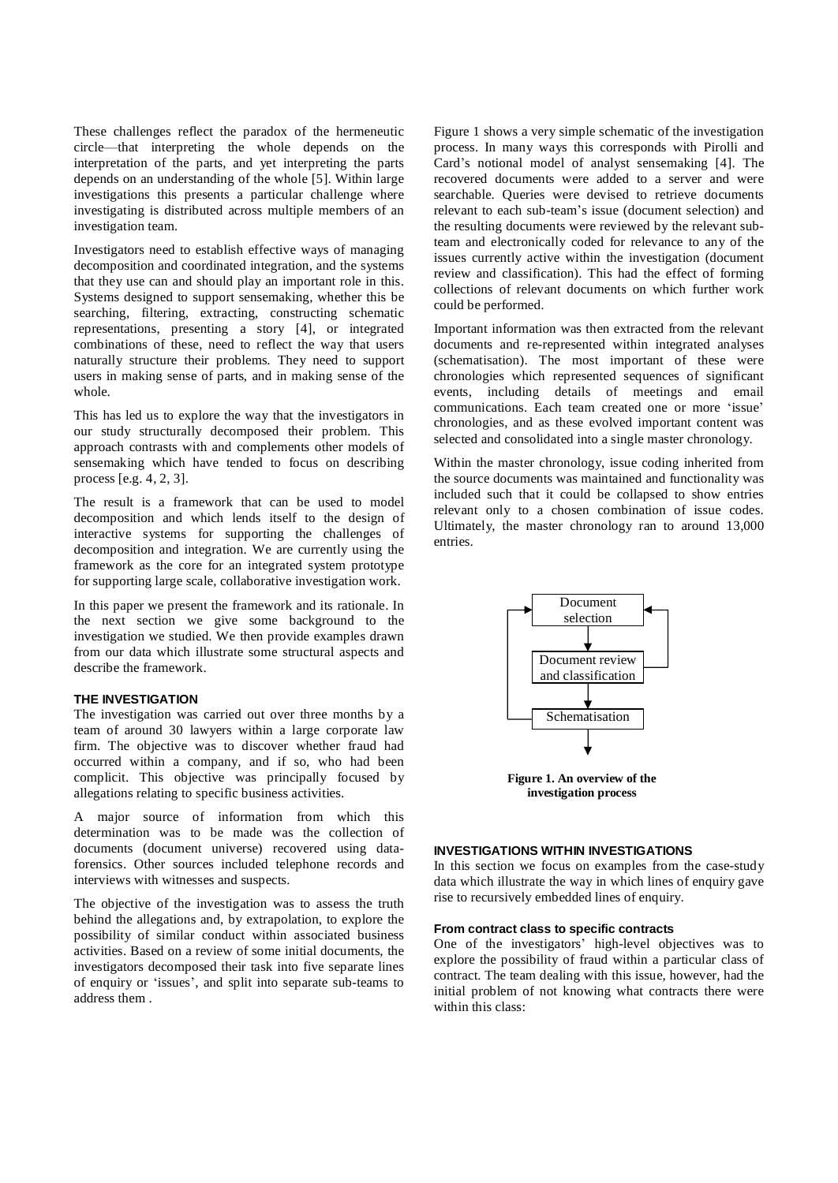These challenges reflect the paradox of the hermeneutic circle—that interpreting the whole depends on the interpretation of the parts, and yet interpreting the parts depends on an understanding of the whole [5]. Within large investigations this presents a particular challenge where investigating is distributed across multiple members of an investigation team.

Investigators need to establish effective ways of managing decomposition and coordinated integration, and the systems that they use can and should play an important role in this. Systems designed to support sensemaking, whether this be searching, filtering, extracting, constructing schematic representations, presenting a story [4], or integrated combinations of these, need to reflect the way that users naturally structure their problems. They need to support users in making sense of parts, and in making sense of the whole.

This has led us to explore the way that the investigators in our study structurally decomposed their problem. This approach contrasts with and complements other models of sensemaking which have tended to focus on describing process [e.g. 4, 2, 3].

The result is a framework that can be used to model decomposition and which lends itself to the design of interactive systems for supporting the challenges of decomposition and integration. We are currently using the framework as the core for an integrated system prototype for supporting large scale, collaborative investigation work.

In this paper we present the framework and its rationale. In the next section we give some background to the investigation we studied. We then provide examples drawn from our data which illustrate some structural aspects and describe the framework.

## THE INVESTIGATION

The investigation was carried out over three months by a team of around 30 lawyers within a large corporate law firm. The objective was to discover whether fraud had occurred within a company, and if so, who had been complicit. This objective was principally focused by allegations relating to specific business activities.

A major source of information from which this determination was to be made was the collection of documents (document universe) recovered using data-forensics. Other sources included telephone records and interviews with witnesses and suspects.

The objective of the investigation was to assess the truth behind the allegations and, by extrapolation, to explore the possibility of similar conduct within associated business activities. Based on a review of some initial documents, the investigators decomposed their task into five separate lines of enquiry or 'issues', and split into separate sub-teams to address them .

Figure 1 shows a very simple schematic of the investigation process. In many ways this corresponds with Pirolli and Card's notional model of analyst sensemaking [4]. The recovered documents were added to a server and were searchable. Queries were devised to retrieve documents relevant to each sub-team's issue (document selection) and the resulting documents were reviewed by the relevant sub-team and electronically coded for relevance to any of the issues currently active within the investigation (document review and classification). This had the effect of forming collections of relevant documents on which further work could be performed.

Important information was then extracted from the relevant documents and re-represented within integrated analyses (schematisation). The most important of these were chronologies which represented sequences of significant events, including details of meetings and email communications. Each team created one or more 'issue' chronologies, and as these evolved important content was selected and consolidated into a single master chronology.

Within the master chronology, issue coding inherited from the source documents was maintained and functionality was included such that it could be collapsed to show entries relevant only to a chosen combination of issue codes. Ultimately, the master chronology ran to around 13,000 entries.

Document selection

Document review and classification

Schematisation

**Figure 1. An overview of the investigation process**

## INVESTIGATIONS WITHIN INVESTIGATIONS

In this section we focus on examples from the case-study data which illustrate the way in which lines of enquiry gave rise to recursively embedded lines of enquiry.

### From contract class to specific contracts

One of the investigators' high-level objectives was to explore the possibility of fraud within a particular class of contract. The team dealing with this issue, however, had the initial problem of not knowing what contracts there were within this class: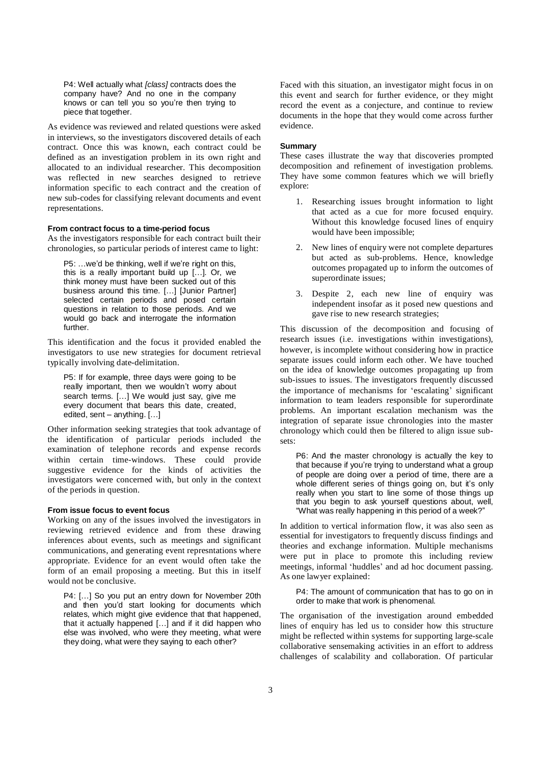> P4: Well actually what *[class]* contracts does the company have? And no one in the company knows or can tell you so you're then trying to piece that together.

As evidence was reviewed and related questions were asked in interviews, so the investigators discovered details of each contract. Once this was known, each contract could be defined as an investigation problem in its own right and allocated to an individual researcher. This decomposition was reflected in new searches designed to retrieve information specific to each contract and the creation of new sub-codes for classifying relevant documents and event representations.

#### From contract focus to a time-period focus

As the investigators responsible for each contract built their chronologies, so particular periods of interest came to light:

> P5: …we'd be thinking, well if we're right on this, this is a really important build up […]. Or, we think money must have been sucked out of this business around this time. […] [Junior Partner] selected certain periods and posed certain questions in relation to those periods. And we would go back and interrogate the information further.

This identification and the focus it provided enabled the investigators to use new strategies for document retrieval typically involving date-delimitation.

> P5: If for example, three days were going to be really important, then we wouldn't worry about search terms. […] We would just say, give me every document that bears this date, created, edited, sent – anything. […]

Other information seeking strategies that took advantage of the identification of particular periods included the examination of telephone records and expense records within certain time-windows. These could provide suggestive evidence for the kinds of activities the investigators were concerned with, but only in the context of the periods in question.

#### From issue focus to event focus

Working on any of the issues involved the investigators in reviewing retrieved evidence and from these drawing inferences about events, such as meetings and significant communications, and generating event represntations where appropriate. Evidence for an event would often take the form of an email proposing a meeting. But this in itself would not be conclusive.

> P4: […] So you put an entry down for November 20th and then you'd start looking for documents which relates, which might give evidence that that happened, that it actually happened […] and if it did happen who else was involved, who were they meeting, what were they doing, what were they saying to each other?

Faced with this situation, an investigator might focus in on this event and search for further evidence, or they might record the event as a conjecture, and continue to review documents in the hope that they would come across further evidence.

#### Summary

These cases illustrate the way that discoveries prompted decomposition and refinement of investigation problems. They have some common features which we will briefly explore:

1. Researching issues brought information to light that acted as a cue for more focused enquiry. Without this knowledge focused lines of enquiry would have been impossible;
2. New lines of enquiry were not complete departures but acted as sub-problems. Hence, knowledge outcomes propagated up to inform the outcomes of superordinate issues;
3. Despite 2, each new line of enquiry was independent insofar as it posed new questions and gave rise to new research strategies;

This discussion of the decomposition and focusing of research issues (i.e. investigations within investigations), however, is incomplete without considering how in practice separate issues could inform each other. We have touched on the idea of knowledge outcomes propagating up from sub-issues to issues. The investigators frequently discussed the importance of mechanisms for 'escalating' significant information to team leaders responsible for superordinate problems. An important escalation mechanism was the integration of separate issue chronologies into the master chronology which could then be filtered to align issue sub-sets:

> P6: And the master chronology is actually the key to that because if you're trying to understand what a group of people are doing over a period of time, there are a whole different series of things going on, but it's only really when you start to line some of those things up that you begin to ask yourself questions about, well, "What was really happening in this period of a week?"

In addition to vertical information flow, it was also seen as essential for investigators to frequently discuss findings and theories and exchange information. Multiple mechanisms were put in place to promote this including review meetings, informal 'huddles' and ad hoc document passing. As one lawyer explained:

> P4: The amount of communication that has to go on in order to make that work is phenomenal.

The organisation of the investigation around embedded lines of enquiry has led us to consider how this structure might be reflected within systems for supporting large-scale collaborative sensemaking activities in an effort to address challenges of scalability and collaboration. Of particular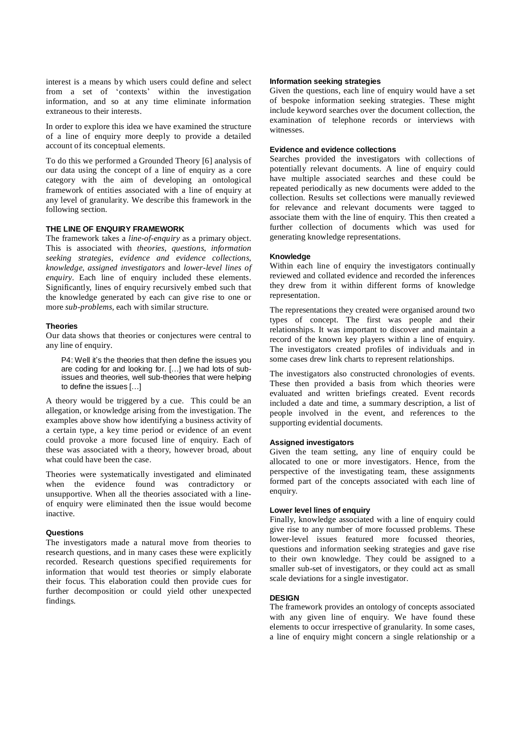interest is a means by which users could define and select from a set of 'contexts' within the investigation information, and so at any time eliminate information extraneous to their interests.

In order to explore this idea we have examined the structure of a line of enquiry more deeply to provide a detailed account of its conceptual elements.

To do this we performed a Grounded Theory [6] analysis of our data using the concept of a line of enquiry as a core category with the aim of developing an ontological framework of entities associated with a line of enquiry at any level of granularity. We describe this framework in the following section.

## THE LINE OF ENQUIRY FRAMEWORK

The framework takes a *line-of-enquiry* as a primary object. This is associated with *theories*, *questions*, *information seeking strategies*, *evidence and evidence collections*, *knowledge*, *assigned investigators* and *lower-level lines of enquiry*. Each line of enquiry included these elements. Significantly, lines of enquiry recursively embed such that the knowledge generated by each can give rise to one or more *sub-problems*, each with similar structure.

### Theories

Our data shows that theories or conjectures were central to any line of enquiry.

> P4: Well it's the theories that then define the issues you are coding for and looking for. […] we had lots of sub-issues and theories, well sub-theories that were helping to define the issues […]

A theory would be triggered by a cue. This could be an allegation, or knowledge arising from the investigation. The examples above show how identifying a business activity of a certain type, a key time period or evidence of an event could provoke a more focused line of enquiry. Each of these was associated with a theory, however broad, about what could have been the case.

Theories were systematically investigated and eliminated when the evidence found was contradictory or unsupportive. When all the theories associated with a line-of enquiry were eliminated then the issue would become inactive.

### Questions

The investigators made a natural move from theories to research questions, and in many cases these were explicitly recorded. Research questions specified requirements for information that would test theories or simply elaborate their focus. This elaboration could then provide cues for further decomposition or could yield other unexpected findings.

### Information seeking strategies

Given the questions, each line of enquiry would have a set of bespoke information seeking strategies. These might include keyword searches over the document collection, the examination of telephone records or interviews with witnesses.

### Evidence and evidence collections

Searches provided the investigators with collections of potentially relevant documents. A line of enquiry could have multiple associated searches and these could be repeated periodically as new documents were added to the collection. Results set collections were manually reviewed for relevance and relevant documents were tagged to associate them with the line of enquiry. This then created a further collection of documents which was used for generating knowledge representations.

### Knowledge

Within each line of enquiry the investigators continually reviewed and collated evidence and recorded the inferences they drew from it within different forms of knowledge representation.

The representations they created were organised around two types of concept. The first was people and their relationships. It was important to discover and maintain a record of the known key players within a line of enquiry. The investigators created profiles of individuals and in some cases drew link charts to represent relationships.

The investigators also constructed chronologies of events. These then provided a basis from which theories were evaluated and written briefings created. Event records included a date and time, a summary description, a list of people involved in the event, and references to the supporting evidential documents.

### Assigned investigators

Given the team setting, any line of enquiry could be allocated to one or more investigators. Hence, from the perspective of the investigating team, these assignments formed part of the concepts associated with each line of enquiry.

### Lower level lines of enquiry

Finally, knowledge associated with a line of enquiry could give rise to any number of more focussed problems. These lower-level issues featured more focussed theories, questions and information seeking strategies and gave rise to their own knowledge. They could be assigned to a smaller sub-set of investigators, or they could act as small scale deviations for a single investigator.

## DESIGN

The framework provides an ontology of concepts associated with any given line of enquiry. We have found these elements to occur irrespective of granularity. In some cases, a line of enquiry might concern a single relationship or a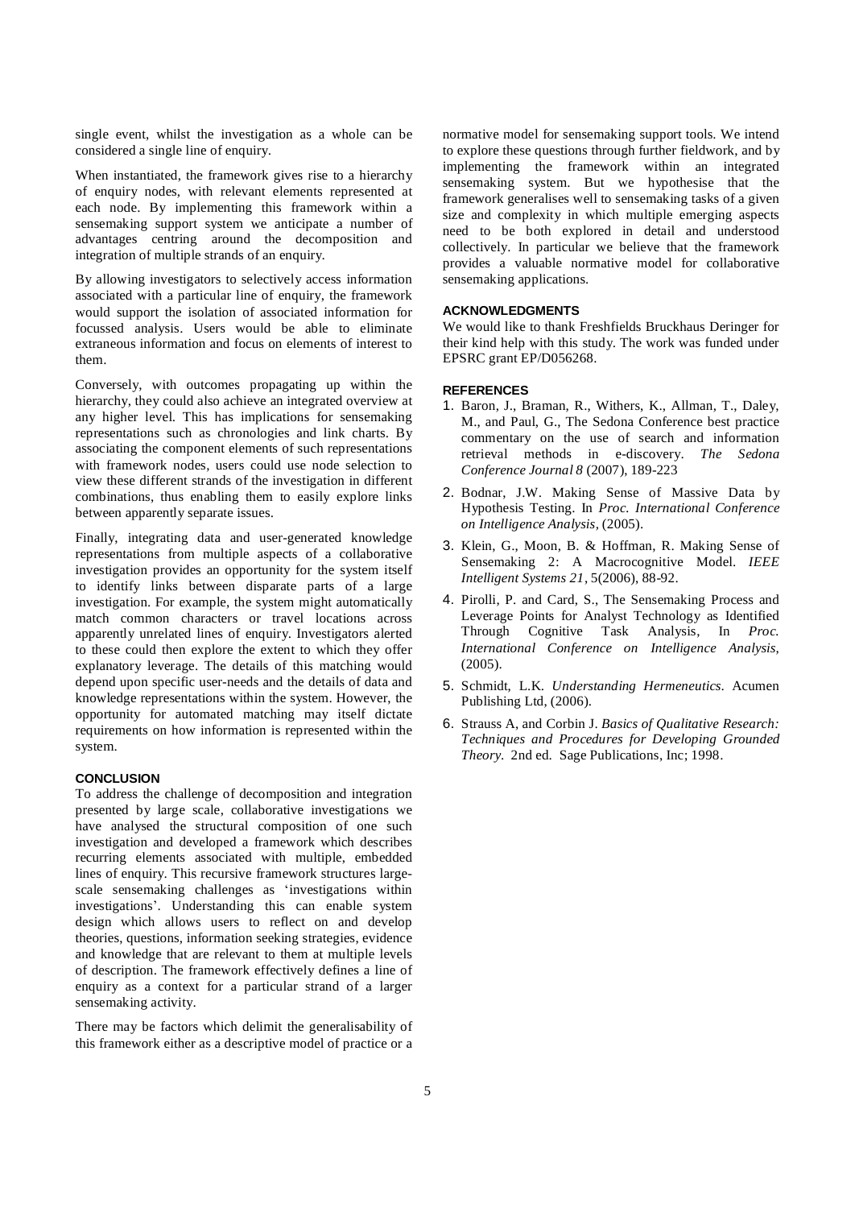single event, whilst the investigation as a whole can be considered a single line of enquiry.

When instantiated, the framework gives rise to a hierarchy of enquiry nodes, with relevant elements represented at each node. By implementing this framework within a sensemaking support system we anticipate a number of advantages centring around the decomposition and integration of multiple strands of an enquiry.

By allowing investigators to selectively access information associated with a particular line of enquiry, the framework would support the isolation of associated information for focussed analysis. Users would be able to eliminate extraneous information and focus on elements of interest to them.

Conversely, with outcomes propagating up within the hierarchy, they could also achieve an integrated overview at any higher level. This has implications for sensemaking representations such as chronologies and link charts. By associating the component elements of such representations with framework nodes, users could use node selection to view these different strands of the investigation in different combinations, thus enabling them to easily explore links between apparently separate issues.

Finally, integrating data and user-generated knowledge representations from multiple aspects of a collaborative investigation provides an opportunity for the system itself to identify links between disparate parts of a large investigation. For example, the system might automatically match common characters or travel locations across apparently unrelated lines of enquiry. Investigators alerted to these could then explore the extent to which they offer explanatory leverage. The details of this matching would depend upon specific user-needs and the details of data and knowledge representations within the system. However, the opportunity for automated matching may itself dictate requirements on how information is represented within the system.

## CONCLUSION

To address the challenge of decomposition and integration presented by large scale, collaborative investigations we have analysed the structural composition of one such investigation and developed a framework which describes recurring elements associated with multiple, embedded lines of enquiry. This recursive framework structures large-scale sensemaking challenges as 'investigations within investigations'. Understanding this can enable system design which allows users to reflect on and develop theories, questions, information seeking strategies, evidence and knowledge that are relevant to them at multiple levels of description. The framework effectively defines a line of enquiry as a context for a particular strand of a larger sensemaking activity.

There may be factors which delimit the generalisability of this framework either as a descriptive model of practice or a normative model for sensemaking support tools. We intend to explore these questions through further fieldwork, and by implementing the framework within an integrated sensemaking system. But we hypothesise that the framework generalises well to sensemaking tasks of a given size and complexity in which multiple emerging aspects need to be both explored in detail and understood collectively. In particular we believe that the framework provides a valuable normative model for collaborative sensemaking applications.

## ACKNOWLEDGMENTS

We would like to thank Freshfields Bruckhaus Deringer for their kind help with this study. The work was funded under EPSRC grant EP/D056268.

## REFERENCES

1. Baron, J., Braman, R., Withers, K., Allman, T., Daley, M., and Paul, G., The Sedona Conference best practice commentary on the use of search and information retrieval methods in e-discovery. *The Sedona Conference Journal 8* (2007), 189-223
2. Bodnar, J.W. Making Sense of Massive Data by Hypothesis Testing. In *Proc. International Conference on Intelligence Analysis,* (2005).
3. Klein, G., Moon, B. & Hoffman, R. Making Sense of Sensemaking 2: A Macrocognitive Model. *IEEE Intelligent Systems 21*, 5(2006), 88-92.
4. Pirolli, P. and Card, S., The Sensemaking Process and Leverage Points for Analyst Technology as Identified Through Cognitive Task Analysis, In *Proc. International Conference on Intelligence Analysis*, (2005).
5. Schmidt, L.K. *Understanding Hermeneutics*. Acumen Publishing Ltd, (2006).
6. Strauss A, and Corbin J. *Basics of Qualitative Research: Techniques and Procedures for Developing Grounded Theory*. 2nd ed. Sage Publications, Inc; 1998.